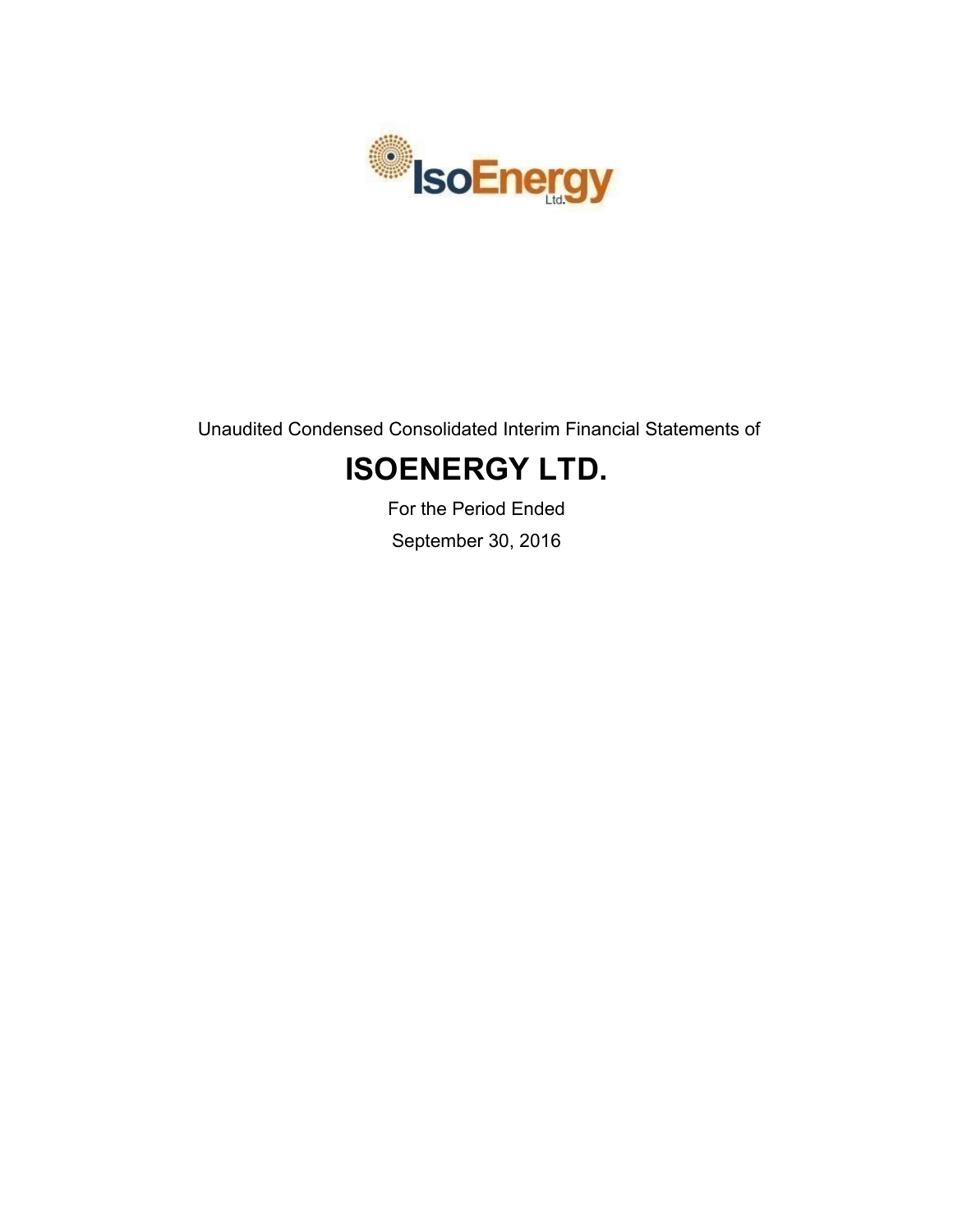Unaudited Condensed Consolidated Interim Financial Statements of

# ISOENERGY LTD.

For the Period Ended

September 30, 2016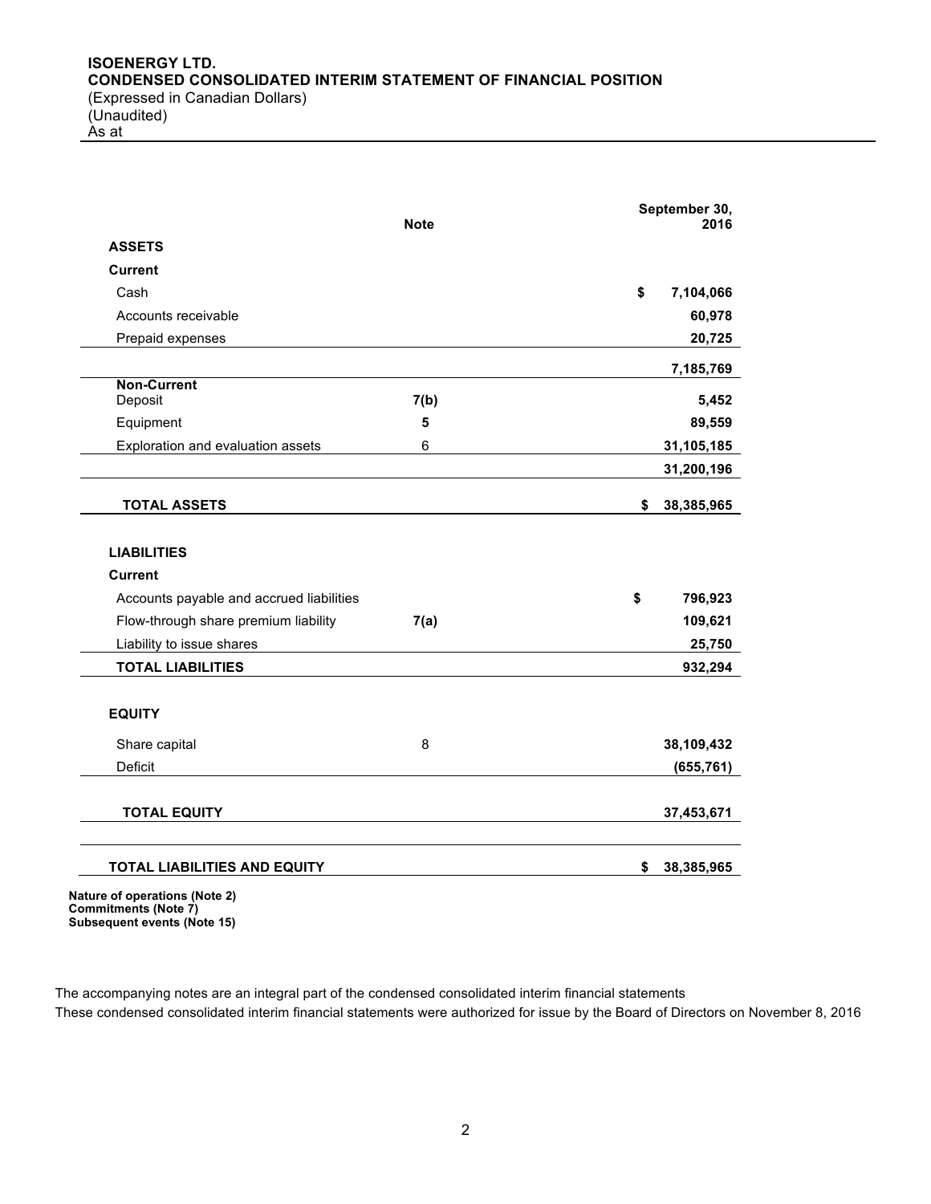**ISOENERGY LTD.**
**CONDENSED CONSOLIDATED INTERIM STATEMENT OF FINANCIAL POSITION**
(Expressed in Canadian Dollars)
(Unaudited)
As at

| | Note | September 30, 2016 |
|---|---|---|
| **ASSETS** | | |
| **Current** | | |
| Cash | | $ **7,104,066** |
| Accounts receivable | | **60,978** |
| Prepaid expenses | | **20,725** |
| | | **7,185,769** |
| **Non-Current** | | |
| Deposit | **7(b)** | **5,452** |
| Equipment | **5** | **89,559** |
| Exploration and evaluation assets | 6 | **31,105,185** |
| | | **31,200,196** |
| **TOTAL ASSETS** | | $ **38,385,965** |
| **LIABILITIES** | | |
| **Current** | | |
| Accounts payable and accrued liabilities | | $ **796,923** |
| Flow-through share premium liability | **7(a)** | **109,621** |
| Liability to issue shares | | **25,750** |
| **TOTAL LIABILITIES** | | **932,294** |
| **EQUITY** | | |
| Share capital | 8 | **38,109,432** |
| Deficit | | **(655,761)** |
| **TOTAL EQUITY** | | **37,453,671** |
| **TOTAL LIABILITIES AND EQUITY** | | $ **38,385,965** |

**Nature of operations (Note 2)**
**Commitments (Note 7)**
**Subsequent events (Note 15)**

The accompanying notes are an integral part of the condensed consolidated interim financial statements
These condensed consolidated interim financial statements were authorized for issue by the Board of Directors on November 8, 2016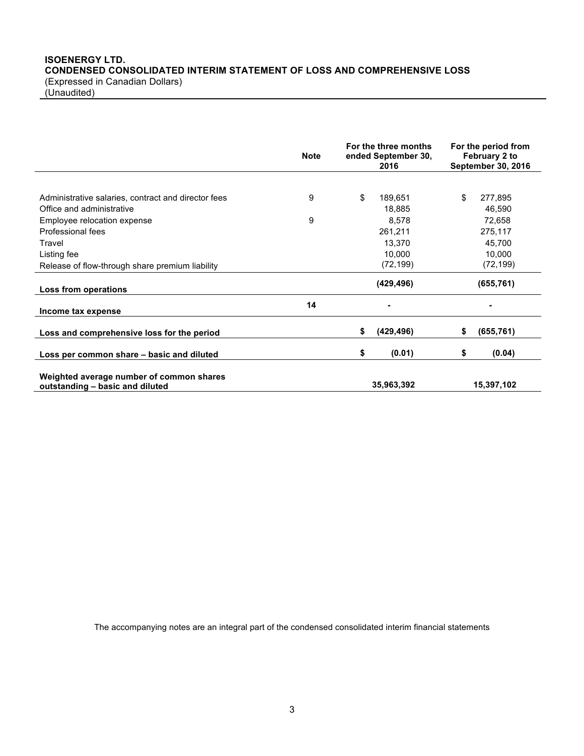**ISOENERGY LTD.**
**CONDENSED CONSOLIDATED INTERIM STATEMENT OF LOSS AND COMPREHENSIVE LOSS**
(Expressed in Canadian Dollars)
(Unaudited)

| | Note | For the three months ended September 30, 2016 | For the period from February 2 to September 30, 2016 |
|---|---|---|---|
| Administrative salaries, contract and director fees | 9 | $ 189,651 | $ 277,895 |
| Office and administrative | | 18,885 | 46,590 |
| Employee relocation expense | 9 | 8,578 | 72,658 |
| Professional fees | | 261,211 | 275,117 |
| Travel | | 13,370 | 45,700 |
| Listing fee | | 10,000 | 10,000 |
| Release of flow-through share premium liability | | (72,199) | (72,199) |
| **Loss from operations** | | **(429,496)** | **(655,761)** |
| **Income tax expense** | **14** | **-** | **-** |
| **Loss and comprehensive loss for the period** | | **$ (429,496)** | **$ (655,761)** |
| **Loss per common share – basic and diluted** | | **$ (0.01)** | **$ (0.04)** |
| **Weighted average number of common shares outstanding – basic and diluted** | | **35,963,392** | **15,397,102** |

The accompanying notes are an integral part of the condensed consolidated interim financial statements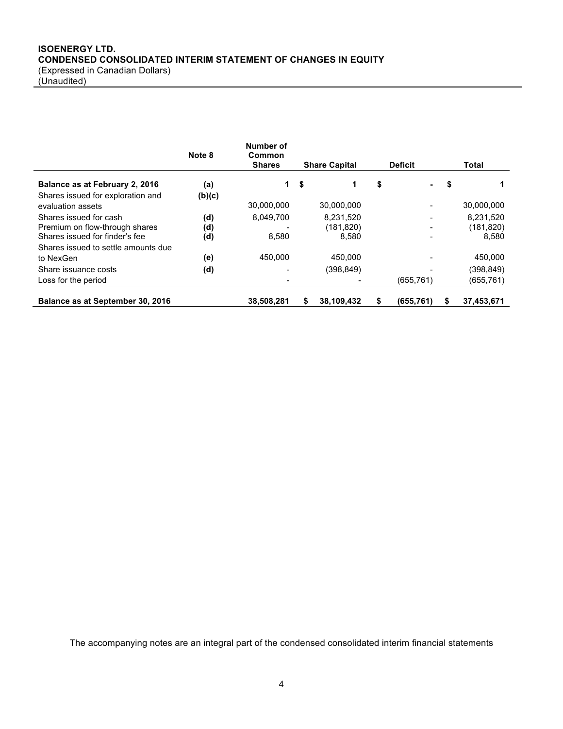**ISOENERGY LTD.**
**CONDENSED CONSOLIDATED INTERIM STATEMENT OF CHANGES IN EQUITY**
(Expressed in Canadian Dollars)
(Unaudited)

| | Note 8 | Number of Common Shares | Share Capital | Deficit | Total |
|---|---|---|---|---|---|
| **Balance as at February 2, 2016** | **(a)** | 1 | $ 1 | $ - | $ 1 |
| Shares issued for exploration and evaluation assets | **(b)(c)** | 30,000,000 | 30,000,000 | - | 30,000,000 |
| Shares issued for cash | **(d)** | 8,049,700 | 8,231,520 | - | 8,231,520 |
| Premium on flow-through shares | **(d)** | - | (181,820) | - | (181,820) |
| Shares issued for finder's fee | **(d)** | 8,580 | 8,580 | - | 8,580 |
| Shares issued to settle amounts due to NexGen | **(e)** | 450,000 | 450,000 | - | 450,000 |
| Share issuance costs | **(d)** | - | (398,849) | - | (398,849) |
| Loss for the period | | - | - | (655,761) | (655,761) |
| **Balance as at September 30, 2016** | | **38,508,281** | **$ 38,109,432** | **$ (655,761)** | **$ 37,453,671** |

The accompanying notes are an integral part of the condensed consolidated interim financial statements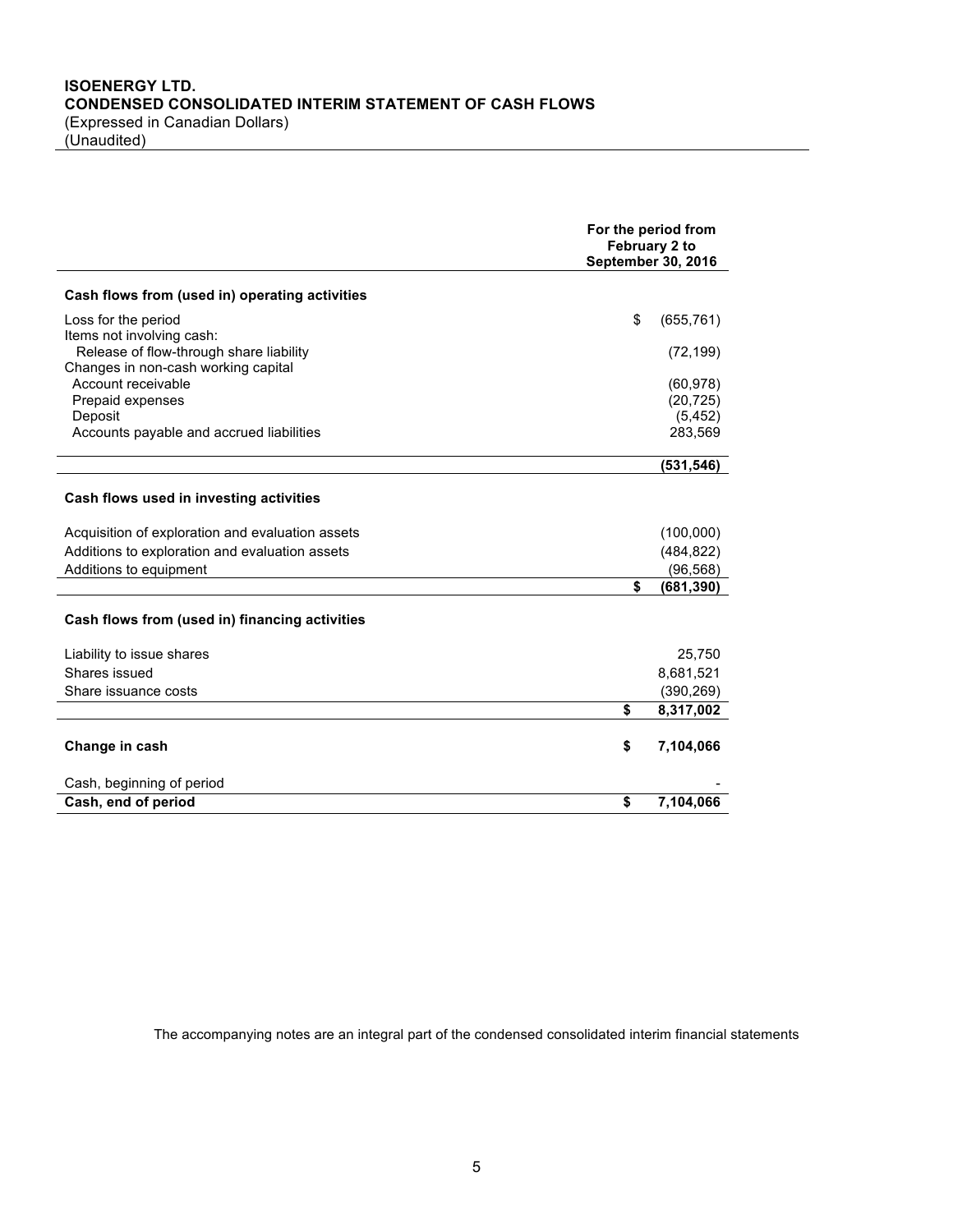**ISOENERGY LTD.**
**CONDENSED CONSOLIDATED INTERIM STATEMENT OF CASH FLOWS**
(Expressed in Canadian Dollars)
(Unaudited)

| | For the period from February 2 to September 30, 2016 |
|---|---|
| **Cash flows from (used in) operating activities** | |
| Loss for the period | $ (655,761) |
| Items not involving cash: | |
| Release of flow-through share liability | (72,199) |
| Changes in non-cash working capital | |
| Account receivable | (60,978) |
| Prepaid expenses | (20,725) |
| Deposit | (5,452) |
| Accounts payable and accrued liabilities | 283,569 |
| | **(531,546)** |
| **Cash flows used in investing activities** | |
| Acquisition of exploration and evaluation assets | (100,000) |
| Additions to exploration and evaluation assets | (484,822) |
| Additions to equipment | (96,568) |
| | **$ (681,390)** |
| **Cash flows from (used in) financing activities** | |
| Liability to issue shares | 25,750 |
| Shares issued | 8,681,521 |
| Share issuance costs | (390,269) |
| | **$ 8,317,002** |
| **Change in cash** | **$ 7,104,066** |
| Cash, beginning of period | - |
| **Cash, end of period** | **$ 7,104,066** |

The accompanying notes are an integral part of the condensed consolidated interim financial statements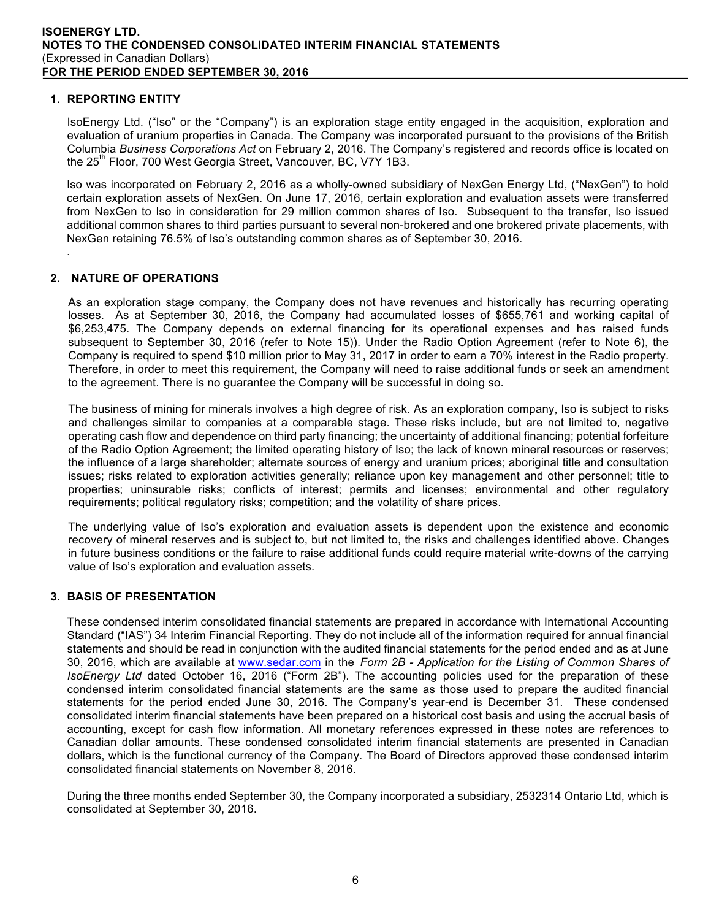## 1. REPORTING ENTITY

IsoEnergy Ltd. ("Iso" or the "Company") is an exploration stage entity engaged in the acquisition, exploration and evaluation of uranium properties in Canada. The Company was incorporated pursuant to the provisions of the British Columbia *Business Corporations Act* on February 2, 2016. The Company's registered and records office is located on the 25th Floor, 700 West Georgia Street, Vancouver, BC, V7Y 1B3.

Iso was incorporated on February 2, 2016 as a wholly-owned subsidiary of NexGen Energy Ltd, ("NexGen") to hold certain exploration assets of NexGen. On June 17, 2016, certain exploration and evaluation assets were transferred from NexGen to Iso in consideration for 29 million common shares of Iso. Subsequent to the transfer, Iso issued additional common shares to third parties pursuant to several non-brokered and one brokered private placements, with NexGen retaining 76.5% of Iso's outstanding common shares as of September 30, 2016.

.

## 2. NATURE OF OPERATIONS

As an exploration stage company, the Company does not have revenues and historically has recurring operating losses. As at September 30, 2016, the Company had accumulated losses of $655,761 and working capital of $6,253,475. The Company depends on external financing for its operational expenses and has raised funds subsequent to September 30, 2016 (refer to Note 15)). Under the Radio Option Agreement (refer to Note 6), the Company is required to spend $10 million prior to May 31, 2017 in order to earn a 70% interest in the Radio property. Therefore, in order to meet this requirement, the Company will need to raise additional funds or seek an amendment to the agreement. There is no guarantee the Company will be successful in doing so.

The business of mining for minerals involves a high degree of risk. As an exploration company, Iso is subject to risks and challenges similar to companies at a comparable stage. These risks include, but are not limited to, negative operating cash flow and dependence on third party financing; the uncertainty of additional financing; potential forfeiture of the Radio Option Agreement; the limited operating history of Iso; the lack of known mineral resources or reserves; the influence of a large shareholder; alternate sources of energy and uranium prices; aboriginal title and consultation issues; risks related to exploration activities generally; reliance upon key management and other personnel; title to properties; uninsurable risks; conflicts of interest; permits and licenses; environmental and other regulatory requirements; political regulatory risks; competition; and the volatility of share prices.

The underlying value of Iso's exploration and evaluation assets is dependent upon the existence and economic recovery of mineral reserves and is subject to, but not limited to, the risks and challenges identified above. Changes in future business conditions or the failure to raise additional funds could require material write-downs of the carrying value of Iso's exploration and evaluation assets.

## 3. BASIS OF PRESENTATION

These condensed interim consolidated financial statements are prepared in accordance with International Accounting Standard ("IAS") 34 Interim Financial Reporting. They do not include all of the information required for annual financial statements and should be read in conjunction with the audited financial statements for the period ended and as at June 30, 2016, which are available at www.sedar.com in the *Form 2B - Application for the Listing of Common Shares of IsoEnergy Ltd* dated October 16, 2016 ("Form 2B"). The accounting policies used for the preparation of these condensed interim consolidated financial statements are the same as those used to prepare the audited financial statements for the period ended June 30, 2016. The Company's year-end is December 31. These condensed consolidated interim financial statements have been prepared on a historical cost basis and using the accrual basis of accounting, except for cash flow information. All monetary references expressed in these notes are references to Canadian dollar amounts. These condensed consolidated interim financial statements are presented in Canadian dollars, which is the functional currency of the Company. The Board of Directors approved these condensed interim consolidated financial statements on November 8, 2016.

During the three months ended September 30, the Company incorporated a subsidiary, 2532314 Ontario Ltd, which is consolidated at September 30, 2016.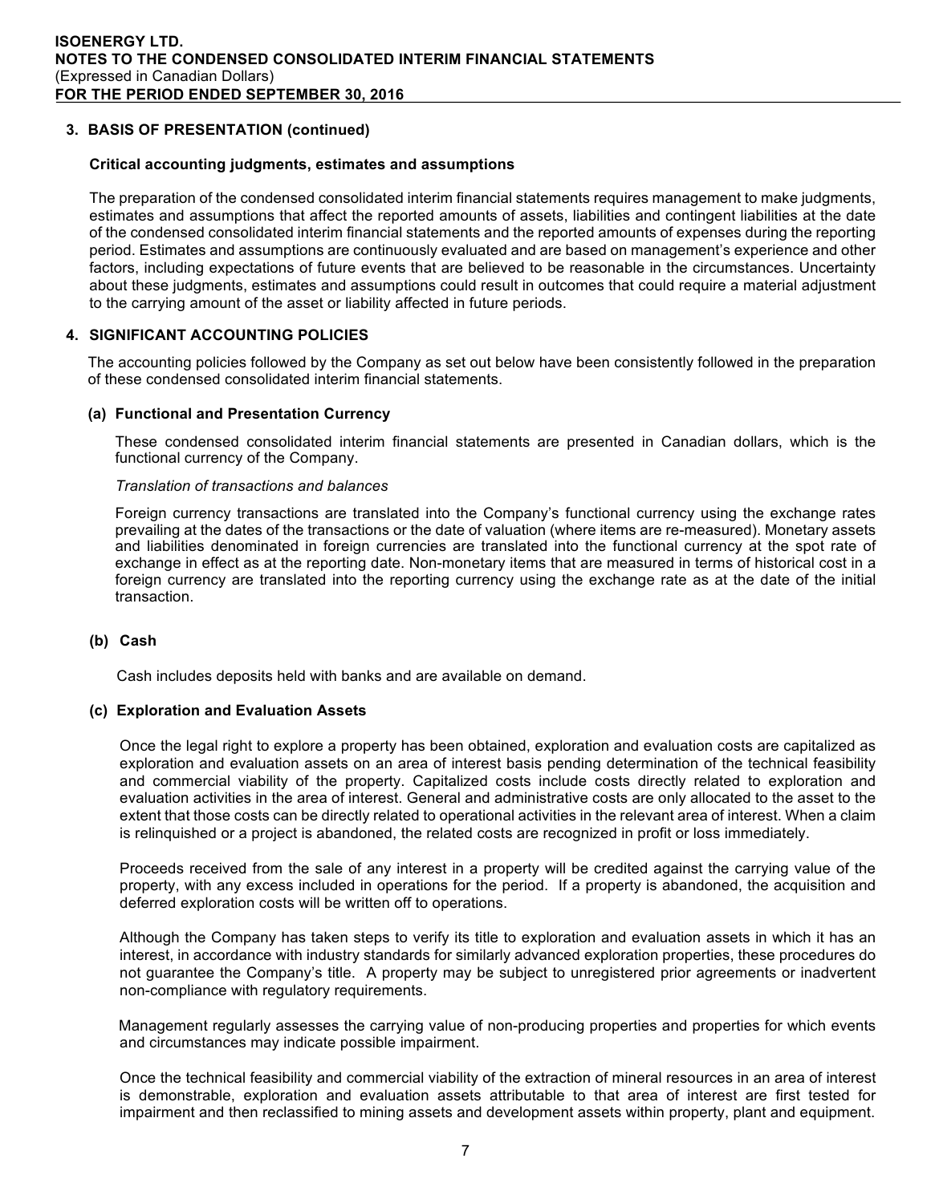### 3. BASIS OF PRESENTATION (continued)

**Critical accounting judgments, estimates and assumptions**

The preparation of the condensed consolidated interim financial statements requires management to make judgments, estimates and assumptions that affect the reported amounts of assets, liabilities and contingent liabilities at the date of the condensed consolidated interim financial statements and the reported amounts of expenses during the reporting period. Estimates and assumptions are continuously evaluated and are based on management's experience and other factors, including expectations of future events that are believed to be reasonable in the circumstances. Uncertainty about these judgments, estimates and assumptions could result in outcomes that could require a material adjustment to the carrying amount of the asset or liability affected in future periods.

### 4. SIGNIFICANT ACCOUNTING POLICIES

The accounting policies followed by the Company as set out below have been consistently followed in the preparation of these condensed consolidated interim financial statements.

#### (a) Functional and Presentation Currency

These condensed consolidated interim financial statements are presented in Canadian dollars, which is the functional currency of the Company.

*Translation of transactions and balances*

Foreign currency transactions are translated into the Company's functional currency using the exchange rates prevailing at the dates of the transactions or the date of valuation (where items are re-measured). Monetary assets and liabilities denominated in foreign currencies are translated into the functional currency at the spot rate of exchange in effect as at the reporting date. Non-monetary items that are measured in terms of historical cost in a foreign currency are translated into the reporting currency using the exchange rate as at the date of the initial transaction.

#### (b) Cash

Cash includes deposits held with banks and are available on demand.

#### (c) Exploration and Evaluation Assets

Once the legal right to explore a property has been obtained, exploration and evaluation costs are capitalized as exploration and evaluation assets on an area of interest basis pending determination of the technical feasibility and commercial viability of the property. Capitalized costs include costs directly related to exploration and evaluation activities in the area of interest. General and administrative costs are only allocated to the asset to the extent that those costs can be directly related to operational activities in the relevant area of interest. When a claim is relinquished or a project is abandoned, the related costs are recognized in profit or loss immediately.

Proceeds received from the sale of any interest in a property will be credited against the carrying value of the property, with any excess included in operations for the period. If a property is abandoned, the acquisition and deferred exploration costs will be written off to operations.

Although the Company has taken steps to verify its title to exploration and evaluation assets in which it has an interest, in accordance with industry standards for similarly advanced exploration properties, these procedures do not guarantee the Company's title. A property may be subject to unregistered prior agreements or inadvertent non-compliance with regulatory requirements.

Management regularly assesses the carrying value of non-producing properties and properties for which events and circumstances may indicate possible impairment.

Once the technical feasibility and commercial viability of the extraction of mineral resources in an area of interest is demonstrable, exploration and evaluation assets attributable to that area of interest are first tested for impairment and then reclassified to mining assets and development assets within property, plant and equipment.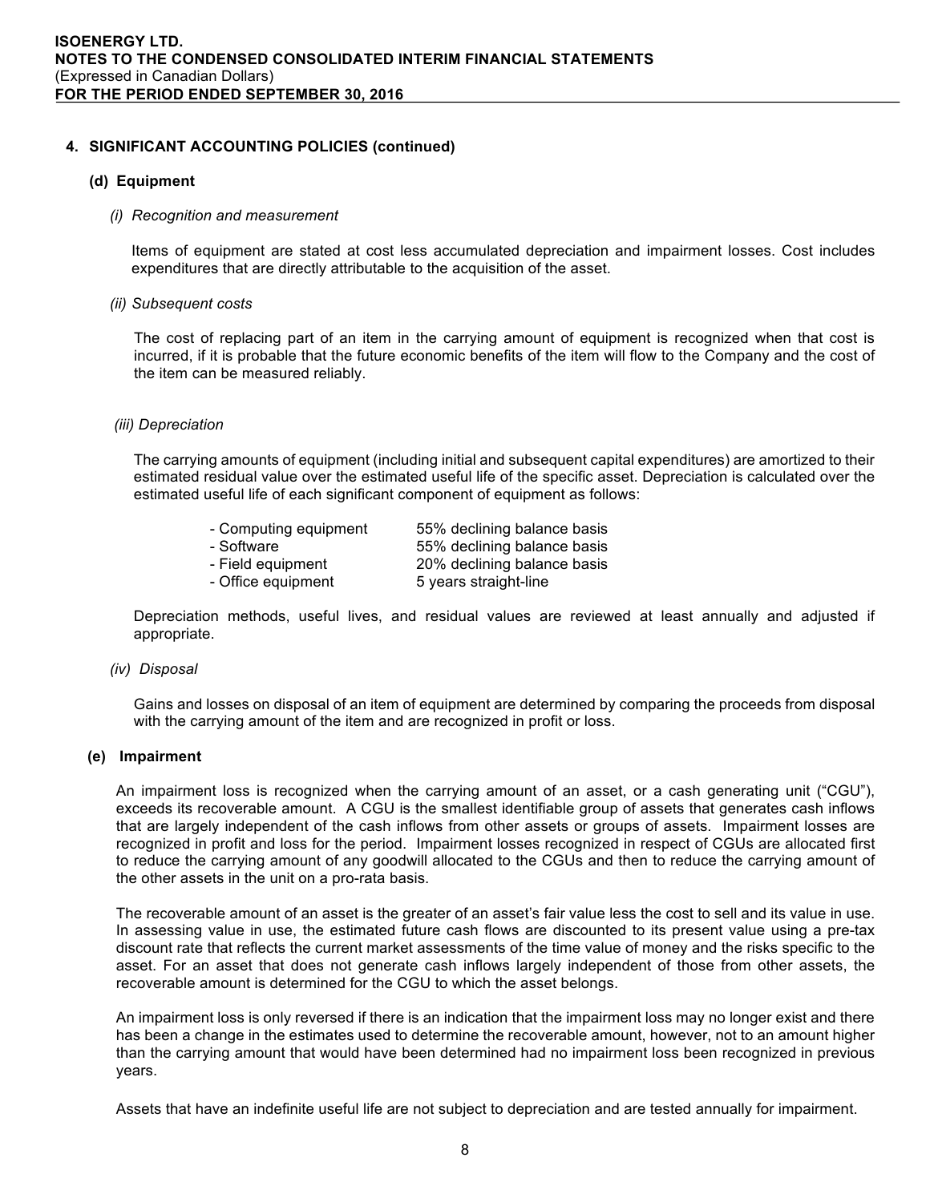## 4. SIGNIFICANT ACCOUNTING POLICIES (continued)

### (d) Equipment

*(i) Recognition and measurement*

Items of equipment are stated at cost less accumulated depreciation and impairment losses. Cost includes expenditures that are directly attributable to the acquisition of the asset.

*(ii) Subsequent costs*

The cost of replacing part of an item in the carrying amount of equipment is recognized when that cost is incurred, if it is probable that the future economic benefits of the item will flow to the Company and the cost of the item can be measured reliably.

*(iii) Depreciation*

The carrying amounts of equipment (including initial and subsequent capital expenditures) are amortized to their estimated residual value over the estimated useful life of the specific asset. Depreciation is calculated over the estimated useful life of each significant component of equipment as follows:

| | |
|---|---|
| - Computing equipment | 55% declining balance basis |
| - Software | 55% declining balance basis |
| - Field equipment | 20% declining balance basis |
| - Office equipment | 5 years straight-line |

Depreciation methods, useful lives, and residual values are reviewed at least annually and adjusted if appropriate.

*(iv) Disposal*

Gains and losses on disposal of an item of equipment are determined by comparing the proceeds from disposal with the carrying amount of the item and are recognized in profit or loss.

### (e) Impairment

An impairment loss is recognized when the carrying amount of an asset, or a cash generating unit ("CGU"), exceeds its recoverable amount. A CGU is the smallest identifiable group of assets that generates cash inflows that are largely independent of the cash inflows from other assets or groups of assets. Impairment losses are recognized in profit and loss for the period. Impairment losses recognized in respect of CGUs are allocated first to reduce the carrying amount of any goodwill allocated to the CGUs and then to reduce the carrying amount of the other assets in the unit on a pro-rata basis.

The recoverable amount of an asset is the greater of an asset's fair value less the cost to sell and its value in use. In assessing value in use, the estimated future cash flows are discounted to its present value using a pre-tax discount rate that reflects the current market assessments of the time value of money and the risks specific to the asset. For an asset that does not generate cash inflows largely independent of those from other assets, the recoverable amount is determined for the CGU to which the asset belongs.

An impairment loss is only reversed if there is an indication that the impairment loss may no longer exist and there has been a change in the estimates used to determine the recoverable amount, however, not to an amount higher than the carrying amount that would have been determined had no impairment loss been recognized in previous years.

Assets that have an indefinite useful life are not subject to depreciation and are tested annually for impairment.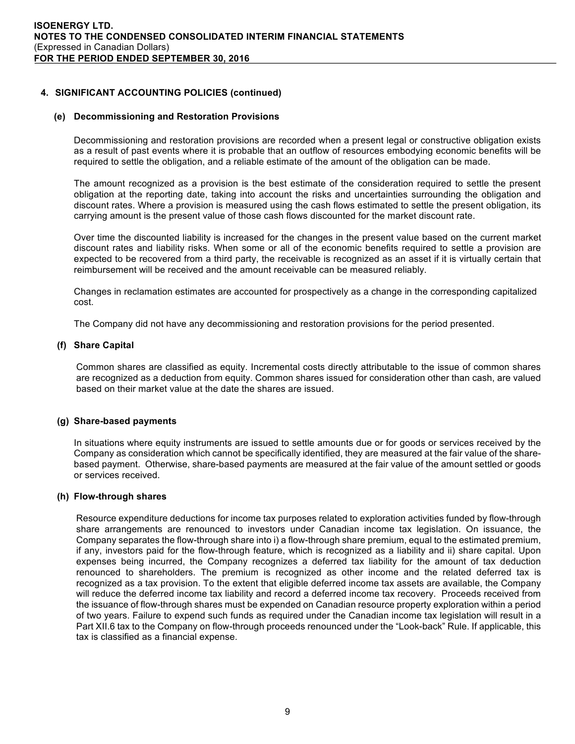## 4. SIGNIFICANT ACCOUNTING POLICIES (continued)

### (e) Decommissioning and Restoration Provisions

Decommissioning and restoration provisions are recorded when a present legal or constructive obligation exists as a result of past events where it is probable that an outflow of resources embodying economic benefits will be required to settle the obligation, and a reliable estimate of the amount of the obligation can be made.

The amount recognized as a provision is the best estimate of the consideration required to settle the present obligation at the reporting date, taking into account the risks and uncertainties surrounding the obligation and discount rates. Where a provision is measured using the cash flows estimated to settle the present obligation, its carrying amount is the present value of those cash flows discounted for the market discount rate.

Over time the discounted liability is increased for the changes in the present value based on the current market discount rates and liability risks. When some or all of the economic benefits required to settle a provision are expected to be recovered from a third party, the receivable is recognized as an asset if it is virtually certain that reimbursement will be received and the amount receivable can be measured reliably.

Changes in reclamation estimates are accounted for prospectively as a change in the corresponding capitalized cost.

The Company did not have any decommissioning and restoration provisions for the period presented.

### (f) Share Capital

Common shares are classified as equity. Incremental costs directly attributable to the issue of common shares are recognized as a deduction from equity. Common shares issued for consideration other than cash, are valued based on their market value at the date the shares are issued.

### (g) Share-based payments

In situations where equity instruments are issued to settle amounts due or for goods or services received by the Company as consideration which cannot be specifically identified, they are measured at the fair value of the share-based payment. Otherwise, share-based payments are measured at the fair value of the amount settled or goods or services received.

### (h) Flow-through shares

Resource expenditure deductions for income tax purposes related to exploration activities funded by flow-through share arrangements are renounced to investors under Canadian income tax legislation. On issuance, the Company separates the flow-through share into i) a flow-through share premium, equal to the estimated premium, if any, investors paid for the flow-through feature, which is recognized as a liability and ii) share capital. Upon expenses being incurred, the Company recognizes a deferred tax liability for the amount of tax deduction renounced to shareholders. The premium is recognized as other income and the related deferred tax is recognized as a tax provision. To the extent that eligible deferred income tax assets are available, the Company will reduce the deferred income tax liability and record a deferred income tax recovery. Proceeds received from the issuance of flow-through shares must be expended on Canadian resource property exploration within a period of two years. Failure to expend such funds as required under the Canadian income tax legislation will result in a Part XII.6 tax to the Company on flow-through proceeds renounced under the "Look-back" Rule. If applicable, this tax is classified as a financial expense.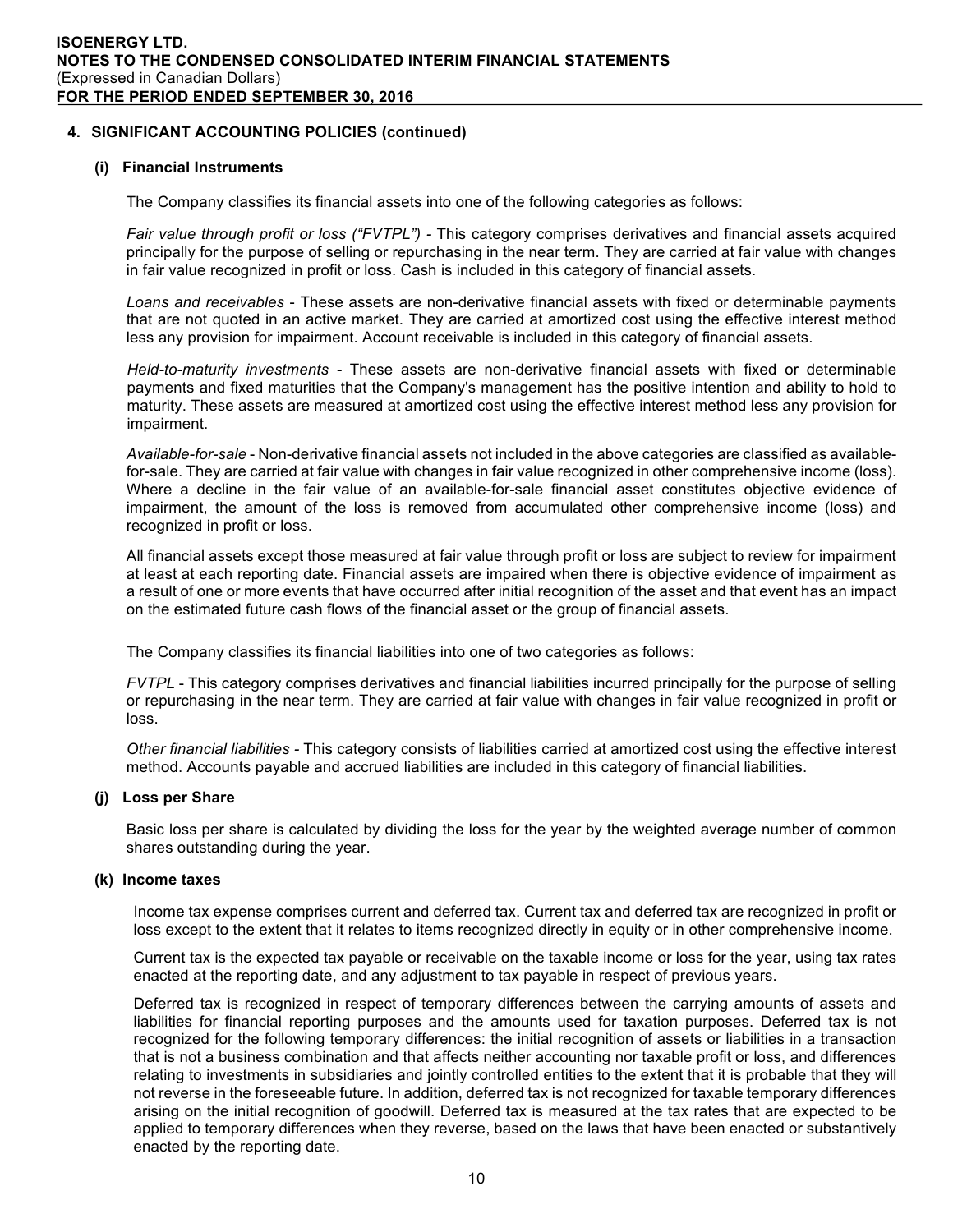## 4. SIGNIFICANT ACCOUNTING POLICIES (continued)

### (i) Financial Instruments

The Company classifies its financial assets into one of the following categories as follows:

*Fair value through profit or loss ("FVTPL")* - This category comprises derivatives and financial assets acquired principally for the purpose of selling or repurchasing in the near term. They are carried at fair value with changes in fair value recognized in profit or loss. Cash is included in this category of financial assets.

*Loans and receivables* - These assets are non-derivative financial assets with fixed or determinable payments that are not quoted in an active market. They are carried at amortized cost using the effective interest method less any provision for impairment. Account receivable is included in this category of financial assets.

*Held-to-maturity investments* - These assets are non-derivative financial assets with fixed or determinable payments and fixed maturities that the Company's management has the positive intention and ability to hold to maturity. These assets are measured at amortized cost using the effective interest method less any provision for impairment.

*Available-for-sale* - Non-derivative financial assets not included in the above categories are classified as available-for-sale. They are carried at fair value with changes in fair value recognized in other comprehensive income (loss). Where a decline in the fair value of an available-for-sale financial asset constitutes objective evidence of impairment, the amount of the loss is removed from accumulated other comprehensive income (loss) and recognized in profit or loss.

All financial assets except those measured at fair value through profit or loss are subject to review for impairment at least at each reporting date. Financial assets are impaired when there is objective evidence of impairment as a result of one or more events that have occurred after initial recognition of the asset and that event has an impact on the estimated future cash flows of the financial asset or the group of financial assets.

The Company classifies its financial liabilities into one of two categories as follows:

*FVTPL* - This category comprises derivatives and financial liabilities incurred principally for the purpose of selling or repurchasing in the near term. They are carried at fair value with changes in fair value recognized in profit or loss.

*Other financial liabilities* - This category consists of liabilities carried at amortized cost using the effective interest method. Accounts payable and accrued liabilities are included in this category of financial liabilities.

### (j) Loss per Share

Basic loss per share is calculated by dividing the loss for the year by the weighted average number of common shares outstanding during the year.

### (k) Income taxes

Income tax expense comprises current and deferred tax. Current tax and deferred tax are recognized in profit or loss except to the extent that it relates to items recognized directly in equity or in other comprehensive income.

Current tax is the expected tax payable or receivable on the taxable income or loss for the year, using tax rates enacted at the reporting date, and any adjustment to tax payable in respect of previous years.

Deferred tax is recognized in respect of temporary differences between the carrying amounts of assets and liabilities for financial reporting purposes and the amounts used for taxation purposes. Deferred tax is not recognized for the following temporary differences: the initial recognition of assets or liabilities in a transaction that is not a business combination and that affects neither accounting nor taxable profit or loss, and differences relating to investments in subsidiaries and jointly controlled entities to the extent that it is probable that they will not reverse in the foreseeable future. In addition, deferred tax is not recognized for taxable temporary differences arising on the initial recognition of goodwill. Deferred tax is measured at the tax rates that are expected to be applied to temporary differences when they reverse, based on the laws that have been enacted or substantively enacted by the reporting date.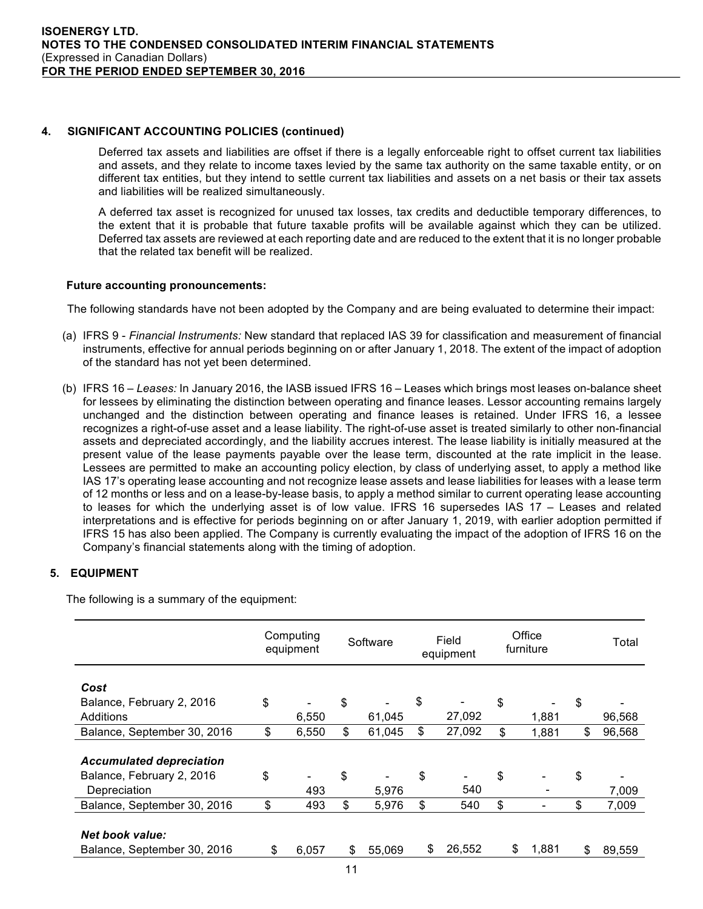## 4. SIGNIFICANT ACCOUNTING POLICIES (continued)

Deferred tax assets and liabilities are offset if there is a legally enforceable right to offset current tax liabilities and assets, and they relate to income taxes levied by the same tax authority on the same taxable entity, or on different tax entities, but they intend to settle current tax liabilities and assets on a net basis or their tax assets and liabilities will be realized simultaneously.

A deferred tax asset is recognized for unused tax losses, tax credits and deductible temporary differences, to the extent that it is probable that future taxable profits will be available against which they can be utilized. Deferred tax assets are reviewed at each reporting date and are reduced to the extent that it is no longer probable that the related tax benefit will be realized.

### Future accounting pronouncements:

The following standards have not been adopted by the Company and are being evaluated to determine their impact:

(a) IFRS 9 - *Financial Instruments:* New standard that replaced IAS 39 for classification and measurement of financial instruments, effective for annual periods beginning on or after January 1, 2018. The extent of the impact of adoption of the standard has not yet been determined.

(b) IFRS 16 – *Leases:* In January 2016, the IASB issued IFRS 16 – Leases which brings most leases on-balance sheet for lessees by eliminating the distinction between operating and finance leases. Lessor accounting remains largely unchanged and the distinction between operating and finance leases is retained. Under IFRS 16, a lessee recognizes a right-of-use asset and a lease liability. The right-of-use asset is treated similarly to other non-financial assets and depreciated accordingly, and the liability accrues interest. The lease liability is initially measured at the present value of the lease payments payable over the lease term, discounted at the rate implicit in the lease. Lessees are permitted to make an accounting policy election, by class of underlying asset, to apply a method like IAS 17's operating lease accounting and not recognize lease assets and lease liabilities for leases with a lease term of 12 months or less and on a lease-by-lease basis, to apply a method similar to current operating lease accounting to leases for which the underlying asset is of low value. IFRS 16 supersedes IAS 17 – Leases and related interpretations and is effective for periods beginning on or after January 1, 2019, with earlier adoption permitted if IFRS 15 has also been applied. The Company is currently evaluating the impact of the adoption of IFRS 16 on the Company's financial statements along with the timing of adoption.

## 5. EQUIPMENT

The following is a summary of the equipment:

| | Computing equipment | Software | Field equipment | Office furniture | Total |
|---|---|---|---|---|---|
| ***Cost*** | | | | | |
| Balance, February 2, 2016 | $ - | $ - | $ - | $ - | $ - |
| Additions | 6,550 | 61,045 | 27,092 | 1,881 | 96,568 |
| Balance, September 30, 2016 | $ 6,550 | $ 61,045 | $ 27,092 | $ 1,881 | $ 96,568 |
| ***Accumulated depreciation*** | | | | | |
| Balance, February 2, 2016 | $ - | $ - | $ - | $ - | $ - |
| Depreciation | 493 | 5,976 | 540 | - | 7,009 |
| Balance, September 30, 2016 | $ 493 | $ 5,976 | $ 540 | $ - | $ 7,009 |
| ***Net book value:*** | | | | | |
| Balance, September 30, 2016 | $ 6,057 | $ 55,069 | $ 26,552 | $ 1,881 | $ 89,559 |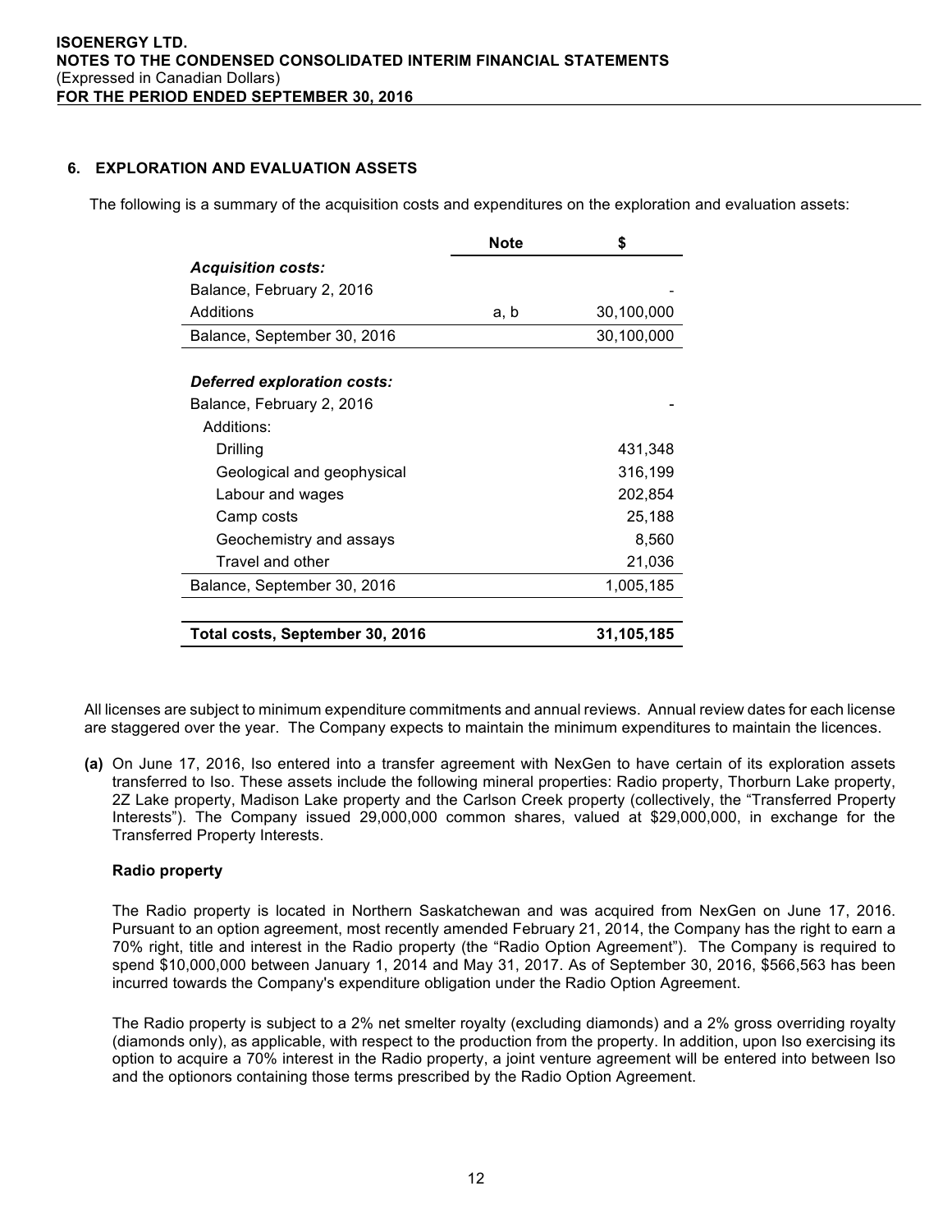## 6. EXPLORATION AND EVALUATION ASSETS

The following is a summary of the acquisition costs and expenditures on the exploration and evaluation assets:

| | Note | $ |
|---|---|---|
| ***Acquisition costs:*** | | |
| Balance, February 2, 2016 | | - |
| Additions | a, b | 30,100,000 |
| Balance, September 30, 2016 | | 30,100,000 |
| | | |
| ***Deferred exploration costs:*** | | |
| Balance, February 2, 2016 | | - |
| Additions: | | |
| Drilling | | 431,348 |
| Geological and geophysical | | 316,199 |
| Labour and wages | | 202,854 |
| Camp costs | | 25,188 |
| Geochemistry and assays | | 8,560 |
| Travel and other | | 21,036 |
| Balance, September 30, 2016 | | 1,005,185 |
| | | |
| **Total costs, September 30, 2016** | | **31,105,185** |

All licenses are subject to minimum expenditure commitments and annual reviews. Annual review dates for each license are staggered over the year. The Company expects to maintain the minimum expenditures to maintain the licences.

**(a)** On June 17, 2016, Iso entered into a transfer agreement with NexGen to have certain of its exploration assets transferred to Iso. These assets include the following mineral properties: Radio property, Thorburn Lake property, 2Z Lake property, Madison Lake property and the Carlson Creek property (collectively, the "Transferred Property Interests"). The Company issued 29,000,000 common shares, valued at $29,000,000, in exchange for the Transferred Property Interests.

**Radio property**

The Radio property is located in Northern Saskatchewan and was acquired from NexGen on June 17, 2016. Pursuant to an option agreement, most recently amended February 21, 2014, the Company has the right to earn a 70% right, title and interest in the Radio property (the "Radio Option Agreement"). The Company is required to spend $10,000,000 between January 1, 2014 and May 31, 2017. As of September 30, 2016, $566,563 has been incurred towards the Company's expenditure obligation under the Radio Option Agreement.

The Radio property is subject to a 2% net smelter royalty (excluding diamonds) and a 2% gross overriding royalty (diamonds only), as applicable, with respect to the production from the property. In addition, upon Iso exercising its option to acquire a 70% interest in the Radio property, a joint venture agreement will be entered into between Iso and the optionors containing those terms prescribed by the Radio Option Agreement.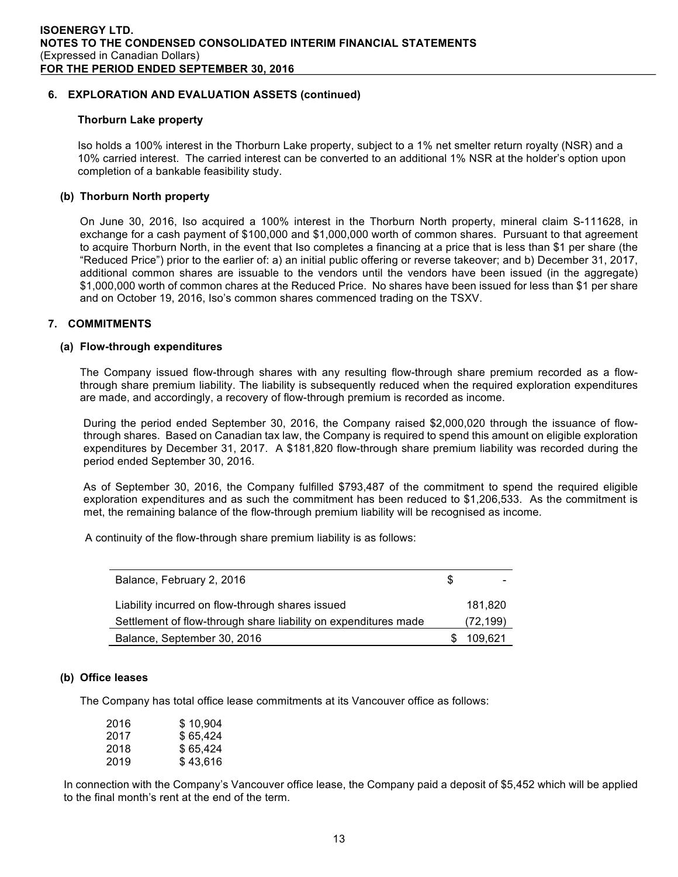## 6. EXPLORATION AND EVALUATION ASSETS (continued)

### Thorburn Lake property

Iso holds a 100% interest in the Thorburn Lake property, subject to a 1% net smelter return royalty (NSR) and a 10% carried interest. The carried interest can be converted to an additional 1% NSR at the holder's option upon completion of a bankable feasibility study.

### (b) Thorburn North property

On June 30, 2016, Iso acquired a 100% interest in the Thorburn North property, mineral claim S-111628, in exchange for a cash payment of $100,000 and $1,000,000 worth of common shares. Pursuant to that agreement to acquire Thorburn North, in the event that Iso completes a financing at a price that is less than $1 per share (the "Reduced Price") prior to the earlier of: a) an initial public offering or reverse takeover; and b) December 31, 2017, additional common shares are issuable to the vendors until the vendors have been issued (in the aggregate) $1,000,000 worth of common chares at the Reduced Price. No shares have been issued for less than $1 per share and on October 19, 2016, Iso's common shares commenced trading on the TSXV.

## 7. COMMITMENTS

### (a) Flow-through expenditures

The Company issued flow-through shares with any resulting flow-through share premium recorded as a flow-through share premium liability. The liability is subsequently reduced when the required exploration expenditures are made, and accordingly, a recovery of flow-through premium is recorded as income.

During the period ended September 30, 2016, the Company raised $2,000,020 through the issuance of flow-through shares. Based on Canadian tax law, the Company is required to spend this amount on eligible exploration expenditures by December 31, 2017. A $181,820 flow-through share premium liability was recorded during the period ended September 30, 2016.

As of September 30, 2016, the Company fulfilled $793,487 of the commitment to spend the required eligible exploration expenditures and as such the commitment has been reduced to $1,206,533. As the commitment is met, the remaining balance of the flow-through premium liability will be recognised as income.

A continuity of the flow-through share premium liability is as follows:

| | |
|---|---|
| Balance, February 2, 2016 | $ - |
| Liability incurred on flow-through shares issued | 181,820 |
| Settlement of flow-through share liability on expenditures made | (72,199) |
| Balance, September 30, 2016 | $ 109,621 |

### (b) Office leases

The Company has total office lease commitments at its Vancouver office as follows:

| | |
|---|---|
| 2016 | $ 10,904 |
| 2017 | $ 65,424 |
| 2018 | $ 65,424 |
| 2019 | $ 43,616 |

In connection with the Company's Vancouver office lease, the Company paid a deposit of $5,452 which will be applied to the final month's rent at the end of the term.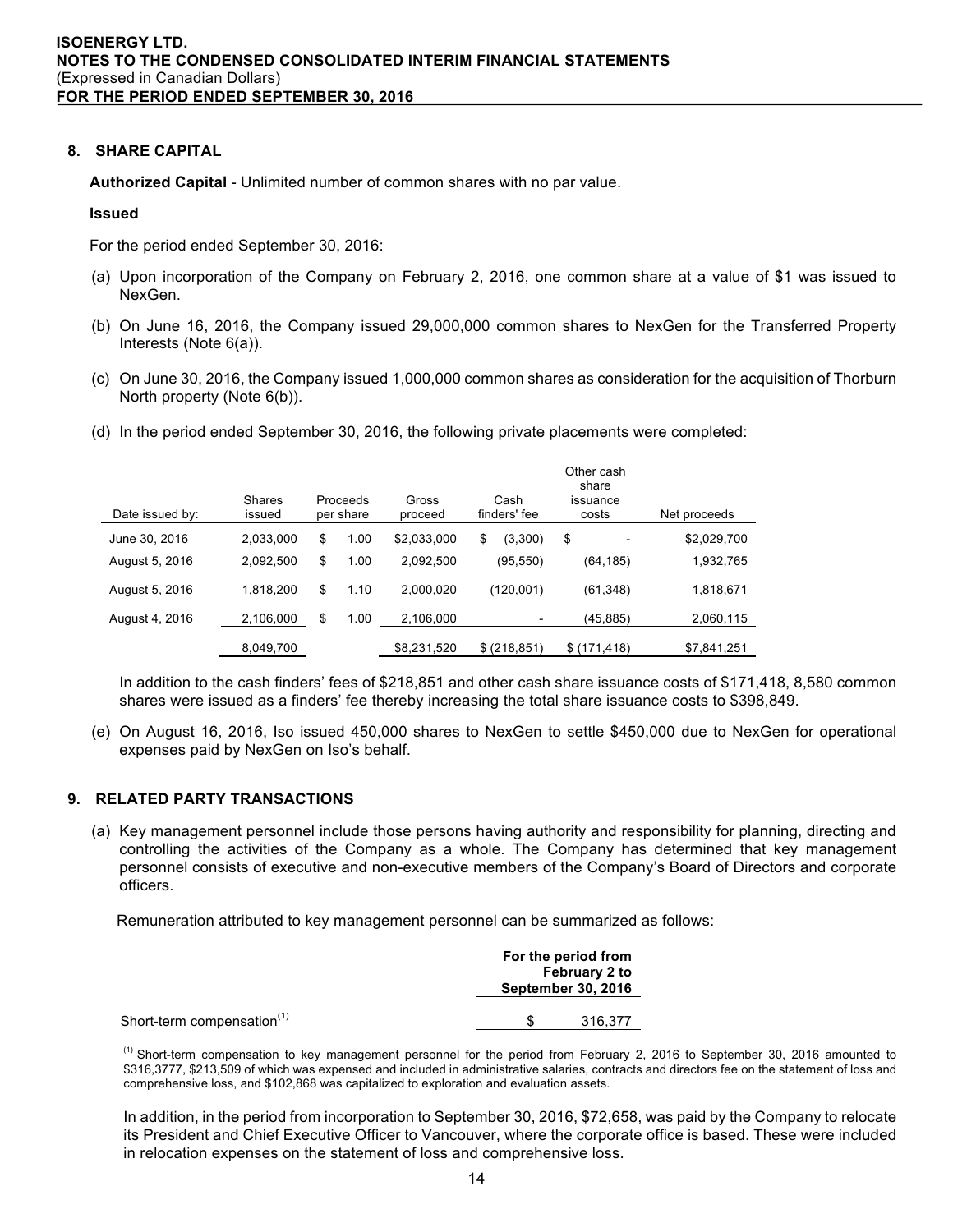## 8. SHARE CAPITAL

**Authorized Capital** - Unlimited number of common shares with no par value.

**Issued**

For the period ended September 30, 2016:

(a) Upon incorporation of the Company on February 2, 2016, one common share at a value of $1 was issued to NexGen.

(b) On June 16, 2016, the Company issued 29,000,000 common shares to NexGen for the Transferred Property Interests (Note 6(a)).

(c) On June 30, 2016, the Company issued 1,000,000 common shares as consideration for the acquisition of Thorburn North property (Note 6(b)).

(d) In the period ended September 30, 2016, the following private placements were completed:

| Date issued by: | Shares issued | Proceeds per share | Gross proceed | Cash finders' fee | Other cash share issuance costs | Net proceeds |
|---|---|---|---|---|---|---|
| June 30, 2016 | 2,033,000 | $ 1.00 | $2,033,000 | $ (3,300) | $ - | $2,029,700 |
| August 5, 2016 | 2,092,500 | $ 1.00 | 2,092,500 | (95,550) | (64,185) | 1,932,765 |
| August 5, 2016 | 1,818,200 | $ 1.10 | 2,000,020 | (120,001) | (61,348) | 1,818,671 |
| August 4, 2016 | 2,106,000 | $ 1.00 | 2,106,000 | - | (45,885) | 2,060,115 |
| | 8,049,700 | | $8,231,520 | $ (218,851) | $ (171,418) | $7,841,251 |

In addition to the cash finders' fees of $218,851 and other cash share issuance costs of $171,418, 8,580 common shares were issued as a finders' fee thereby increasing the total share issuance costs to $398,849.

(e) On August 16, 2016, Iso issued 450,000 shares to NexGen to settle $450,000 due to NexGen for operational expenses paid by NexGen on Iso's behalf.

## 9. RELATED PARTY TRANSACTIONS

(a) Key management personnel include those persons having authority and responsibility for planning, directing and controlling the activities of the Company as a whole. The Company has determined that key management personnel consists of executive and non-executive members of the Company's Board of Directors and corporate officers.

Remuneration attributed to key management personnel can be summarized as follows:

| | For the period from February 2 to September 30, 2016 |
|---|---|
| Short-term compensation[(1)] | $ 316,377 |

[(1)] Short-term compensation to key management personnel for the period from February 2, 2016 to September 30, 2016 amounted to $316,3777, $213,509 of which was expensed and included in administrative salaries, contracts and directors fee on the statement of loss and comprehensive loss, and $102,868 was capitalized to exploration and evaluation assets.

In addition, in the period from incorporation to September 30, 2016, $72,658, was paid by the Company to relocate its President and Chief Executive Officer to Vancouver, where the corporate office is based. These were included in relocation expenses on the statement of loss and comprehensive loss.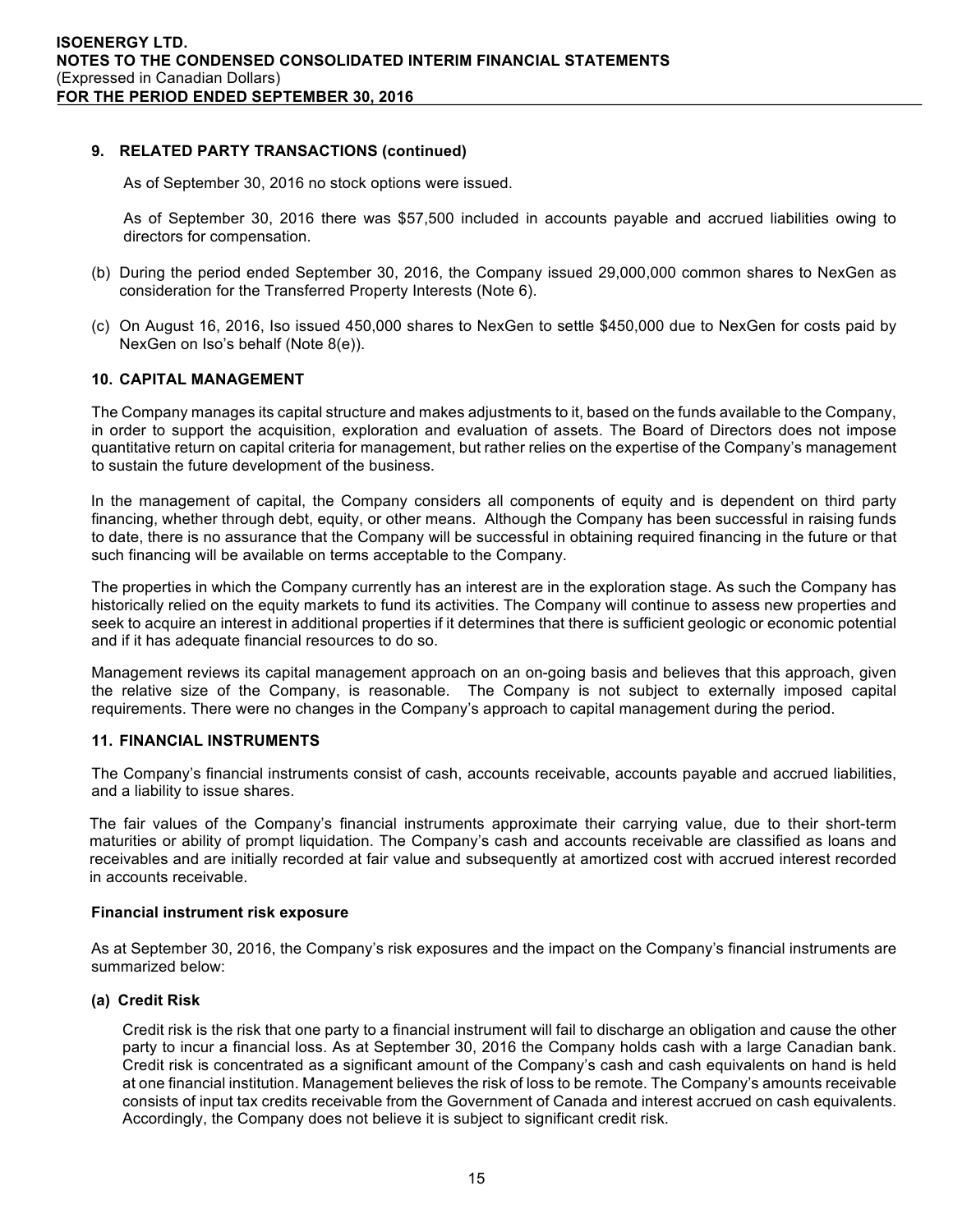## 9. RELATED PARTY TRANSACTIONS (continued)

As of September 30, 2016 no stock options were issued.

As of September 30, 2016 there was $57,500 included in accounts payable and accrued liabilities owing to directors for compensation.

(b) During the period ended September 30, 2016, the Company issued 29,000,000 common shares to NexGen as consideration for the Transferred Property Interests (Note 6).

(c) On August 16, 2016, Iso issued 450,000 shares to NexGen to settle $450,000 due to NexGen for costs paid by NexGen on Iso's behalf (Note 8(e)).

## 10. CAPITAL MANAGEMENT

The Company manages its capital structure and makes adjustments to it, based on the funds available to the Company, in order to support the acquisition, exploration and evaluation of assets. The Board of Directors does not impose quantitative return on capital criteria for management, but rather relies on the expertise of the Company's management to sustain the future development of the business.

In the management of capital, the Company considers all components of equity and is dependent on third party financing, whether through debt, equity, or other means. Although the Company has been successful in raising funds to date, there is no assurance that the Company will be successful in obtaining required financing in the future or that such financing will be available on terms acceptable to the Company.

The properties in which the Company currently has an interest are in the exploration stage. As such the Company has historically relied on the equity markets to fund its activities. The Company will continue to assess new properties and seek to acquire an interest in additional properties if it determines that there is sufficient geologic or economic potential and if it has adequate financial resources to do so.

Management reviews its capital management approach on an on-going basis and believes that this approach, given the relative size of the Company, is reasonable. The Company is not subject to externally imposed capital requirements. There were no changes in the Company's approach to capital management during the period.

## 11. FINANCIAL INSTRUMENTS

The Company's financial instruments consist of cash, accounts receivable, accounts payable and accrued liabilities, and a liability to issue shares.

The fair values of the Company's financial instruments approximate their carrying value, due to their short-term maturities or ability of prompt liquidation. The Company's cash and accounts receivable are classified as loans and receivables and are initially recorded at fair value and subsequently at amortized cost with accrued interest recorded in accounts receivable.

### Financial instrument risk exposure

As at September 30, 2016, the Company's risk exposures and the impact on the Company's financial instruments are summarized below:

#### (a) Credit Risk

Credit risk is the risk that one party to a financial instrument will fail to discharge an obligation and cause the other party to incur a financial loss. As at September 30, 2016 the Company holds cash with a large Canadian bank. Credit risk is concentrated as a significant amount of the Company's cash and cash equivalents on hand is held at one financial institution. Management believes the risk of loss to be remote. The Company's amounts receivable consists of input tax credits receivable from the Government of Canada and interest accrued on cash equivalents. Accordingly, the Company does not believe it is subject to significant credit risk.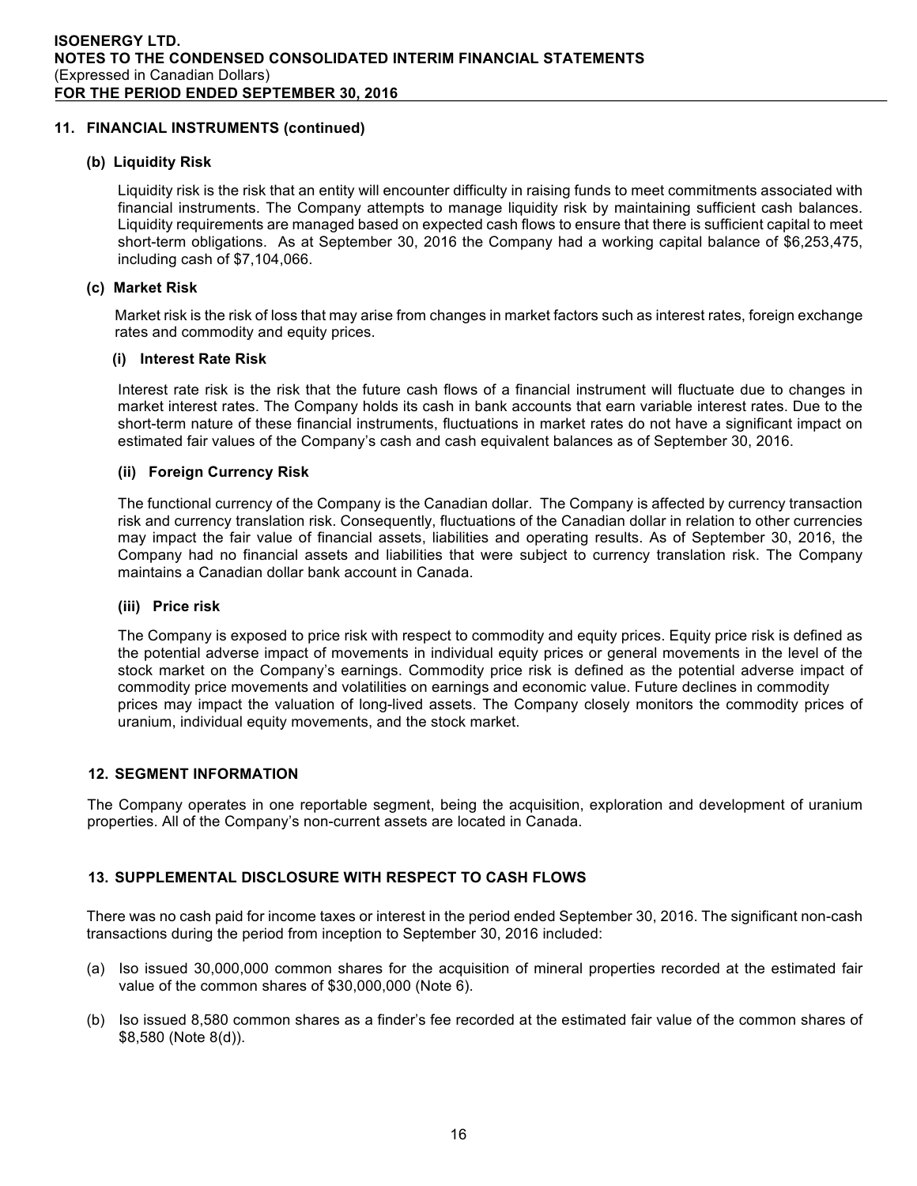## 11. FINANCIAL INSTRUMENTS (continued)

### (b) Liquidity Risk

Liquidity risk is the risk that an entity will encounter difficulty in raising funds to meet commitments associated with financial instruments. The Company attempts to manage liquidity risk by maintaining sufficient cash balances. Liquidity requirements are managed based on expected cash flows to ensure that there is sufficient capital to meet short-term obligations. As at September 30, 2016 the Company had a working capital balance of $6,253,475, including cash of $7,104,066.

### (c) Market Risk

Market risk is the risk of loss that may arise from changes in market factors such as interest rates, foreign exchange rates and commodity and equity prices.

#### (i) Interest Rate Risk

Interest rate risk is the risk that the future cash flows of a financial instrument will fluctuate due to changes in market interest rates. The Company holds its cash in bank accounts that earn variable interest rates. Due to the short-term nature of these financial instruments, fluctuations in market rates do not have a significant impact on estimated fair values of the Company's cash and cash equivalent balances as of September 30, 2016.

#### (ii) Foreign Currency Risk

The functional currency of the Company is the Canadian dollar. The Company is affected by currency transaction risk and currency translation risk. Consequently, fluctuations of the Canadian dollar in relation to other currencies may impact the fair value of financial assets, liabilities and operating results. As of September 30, 2016, the Company had no financial assets and liabilities that were subject to currency translation risk. The Company maintains a Canadian dollar bank account in Canada.

#### (iii) Price risk

The Company is exposed to price risk with respect to commodity and equity prices. Equity price risk is defined as the potential adverse impact of movements in individual equity prices or general movements in the level of the stock market on the Company's earnings. Commodity price risk is defined as the potential adverse impact of commodity price movements and volatilities on earnings and economic value. Future declines in commodity prices may impact the valuation of long-lived assets. The Company closely monitors the commodity prices of uranium, individual equity movements, and the stock market.

## 12. SEGMENT INFORMATION

The Company operates in one reportable segment, being the acquisition, exploration and development of uranium properties. All of the Company's non-current assets are located in Canada.

## 13. SUPPLEMENTAL DISCLOSURE WITH RESPECT TO CASH FLOWS

There was no cash paid for income taxes or interest in the period ended September 30, 2016. The significant non-cash transactions during the period from inception to September 30, 2016 included:

(a) Iso issued 30,000,000 common shares for the acquisition of mineral properties recorded at the estimated fair value of the common shares of $30,000,000 (Note 6).

(b) Iso issued 8,580 common shares as a finder's fee recorded at the estimated fair value of the common shares of $8,580 (Note 8(d)).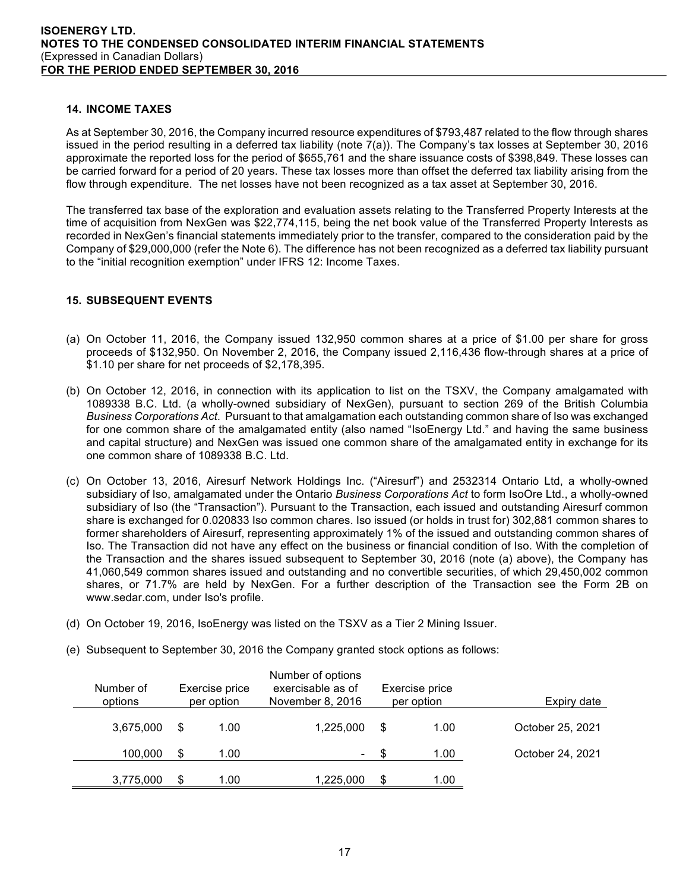## 14. INCOME TAXES

As at September 30, 2016, the Company incurred resource expenditures of $793,487 related to the flow through shares issued in the period resulting in a deferred tax liability (note 7(a)). The Company's tax losses at September 30, 2016 approximate the reported loss for the period of $655,761 and the share issuance costs of $398,849. These losses can be carried forward for a period of 20 years. These tax losses more than offset the deferred tax liability arising from the flow through expenditure. The net losses have not been recognized as a tax asset at September 30, 2016.

The transferred tax base of the exploration and evaluation assets relating to the Transferred Property Interests at the time of acquisition from NexGen was $22,774,115, being the net book value of the Transferred Property Interests as recorded in NexGen's financial statements immediately prior to the transfer, compared to the consideration paid by the Company of $29,000,000 (refer the Note 6). The difference has not been recognized as a deferred tax liability pursuant to the "initial recognition exemption" under IFRS 12: Income Taxes.

## 15. SUBSEQUENT EVENTS

(a) On October 11, 2016, the Company issued 132,950 common shares at a price of $1.00 per share for gross proceeds of $132,950. On November 2, 2016, the Company issued 2,116,436 flow-through shares at a price of $1.10 per share for net proceeds of $2,178,395.

(b) On October 12, 2016, in connection with its application to list on the TSXV, the Company amalgamated with 1089338 B.C. Ltd. (a wholly-owned subsidiary of NexGen), pursuant to section 269 of the British Columbia *Business Corporations Act*. Pursuant to that amalgamation each outstanding common share of Iso was exchanged for one common share of the amalgamated entity (also named "IsoEnergy Ltd." and having the same business and capital structure) and NexGen was issued one common share of the amalgamated entity in exchange for its one common share of 1089338 B.C. Ltd.

(c) On October 13, 2016, Airesurf Network Holdings Inc. ("Airesurf") and 2532314 Ontario Ltd, a wholly-owned subsidiary of Iso, amalgamated under the Ontario *Business Corporations Act* to form IsoOre Ltd., a wholly-owned subsidiary of Iso (the "Transaction"). Pursuant to the Transaction, each issued and outstanding Airesurf common share is exchanged for 0.020833 Iso common chares. Iso issued (or holds in trust for) 302,881 common shares to former shareholders of Airesurf, representing approximately 1% of the issued and outstanding common shares of Iso. The Transaction did not have any effect on the business or financial condition of Iso. With the completion of the Transaction and the shares issued subsequent to September 30, 2016 (note (a) above), the Company has 41,060,549 common shares issued and outstanding and no convertible securities, of which 29,450,002 common shares, or 71.7% are held by NexGen. For a further description of the Transaction see the Form 2B on www.sedar.com, under Iso's profile.

(d) On October 19, 2016, IsoEnergy was listed on the TSXV as a Tier 2 Mining Issuer.

(e) Subsequent to September 30, 2016 the Company granted stock options as follows:

| Number of options | Exercise price per option | Number of options exercisable as of November 8, 2016 | Exercise price per option | Expiry date |
|---|---|---|---|---|
| 3,675,000 | $ 1.00 | 1,225,000 | $ 1.00 | October 25, 2021 |
| 100,000 | $ 1.00 | - | $ 1.00 | October 24, 2021 |
| 3,775,000 | $ 1.00 | 1,225,000 | $ 1.00 | |